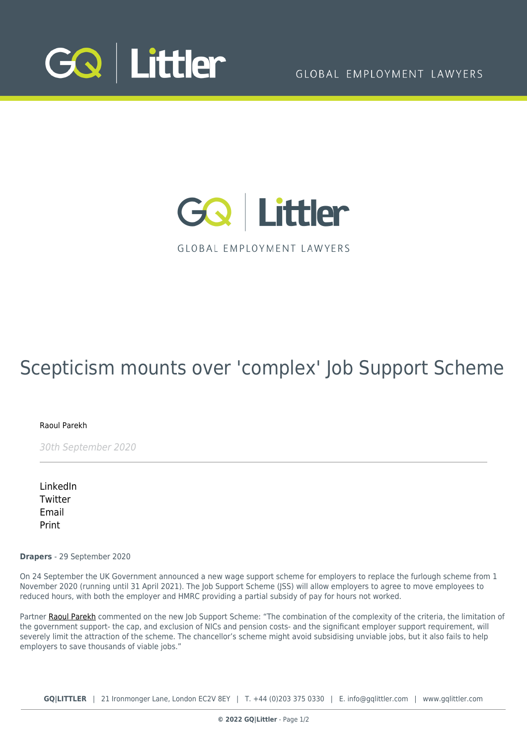GQ | Littler

GLOBAL EMPLOYMENT LAWYERS

# Scepticism mounts over 'complex' Job Support Scheme

Raoul Parekh

*30th September 2020*

---

LinkedIn
Twitter
Email
Print

**Drapers** - 29 September 2020

On 24 September the UK Government announced a new wage support scheme for employers to replace the furlough scheme from 1 November 2020 (running until 31 April 2021). The Job Support Scheme (JSS) will allow employers to agree to move employees to reduced hours, with both the employer and HMRC providing a partial subsidy of pay for hours not worked.

Partner Raoul Parekh commented on the new Job Support Scheme: "The combination of the complexity of the criteria, the limitation of the government support- the cap, and exclusion of NICs and pension costs- and the significant employer support requirement, will severely limit the attraction of the scheme. The chancellor's scheme might avoid subsidising unviable jobs, but it also fails to help employers to save thousands of viable jobs."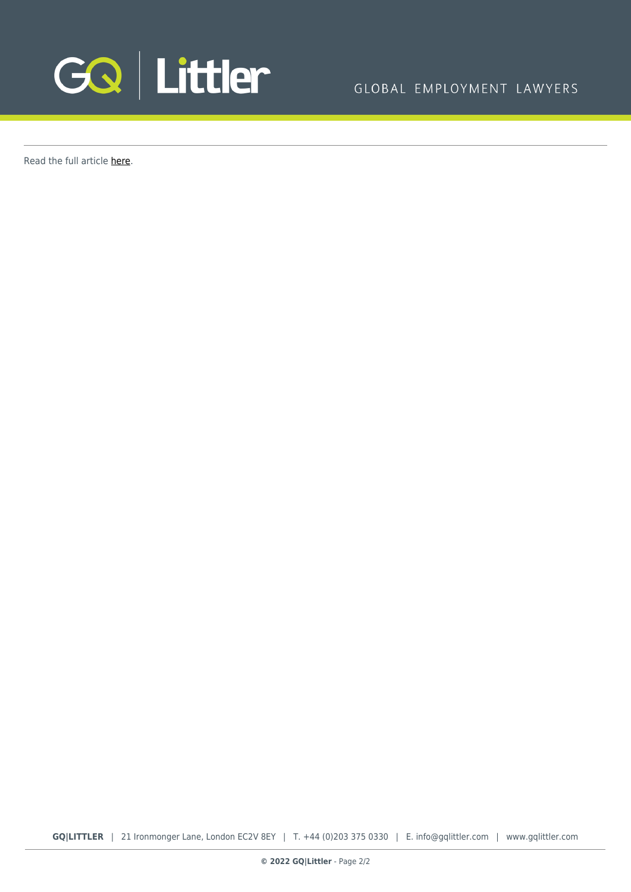Read the full article here.